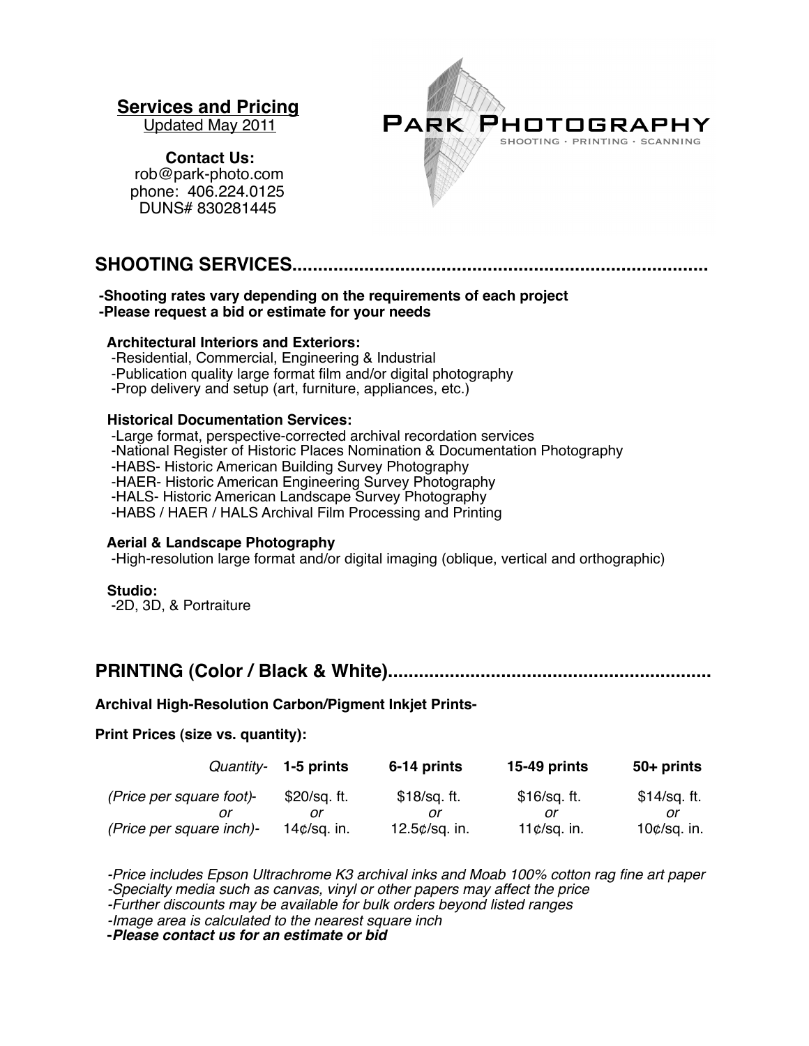## Services and Pricing

Updated May 2011

**Contact Us:**
rob@park-photo.com
phone: 406.224.0125
DUNS# 830281445

PARK PHOTOGRAPHY
SHOOTING · PRINTING · SCANNING

# SHOOTING SERVICES.............................................................................

**-Shooting rates vary depending on the requirements of each project**
**-Please request a bid or estimate for your needs**

**Architectural Interiors and Exteriors:**
-Residential, Commercial, Engineering & Industrial
-Publication quality large format film and/or digital photography
-Prop delivery and setup (art, furniture, appliances, etc.)

**Historical Documentation Services:**
-Large format, perspective-corrected archival recordation services
-National Register of Historic Places Nomination & Documentation Photography
-HABS- Historic American Building Survey Photography
-HAER- Historic American Engineering Survey Photography
-HALS- Historic American Landscape Survey Photography
-HABS / HAER / HALS Archival Film Processing and Printing

**Aerial & Landscape Photography**
-High-resolution large format and/or digital imaging (oblique, vertical and orthographic)

**Studio:**
-2D, 3D, & Portraiture

# PRINTING (Color / Black & White).............................................................

**Archival High-Resolution Carbon/Pigment Inkjet Prints-**

**Print Prices (size vs. quantity):**

| *Quantity-* | **1-5 prints** | **6-14 prints** | **15-49 prints** | **50+ prints** |
|---|---|---|---|---|
| *(Price per square foot)-* | $20/sq. ft. | $18/sq. ft. | $16/sq. ft. | $14/sq. ft. |
| *or* | *or* | *or* | *or* | *or* |
| *(Price per square inch)-* | 14¢/sq. in. | 12.5¢/sq. in. | 11¢/sq. in. | 10¢/sq. in. |

*-Price includes Epson Ultrachrome K3 archival inks and Moab 100% cotton rag fine art paper*
*-Specialty media such as canvas, vinyl or other papers may affect the price*
*-Further discounts may be available for bulk orders beyond listed ranges*
*-Image area is calculated to the nearest square inch*
***-Please contact us for an estimate or bid***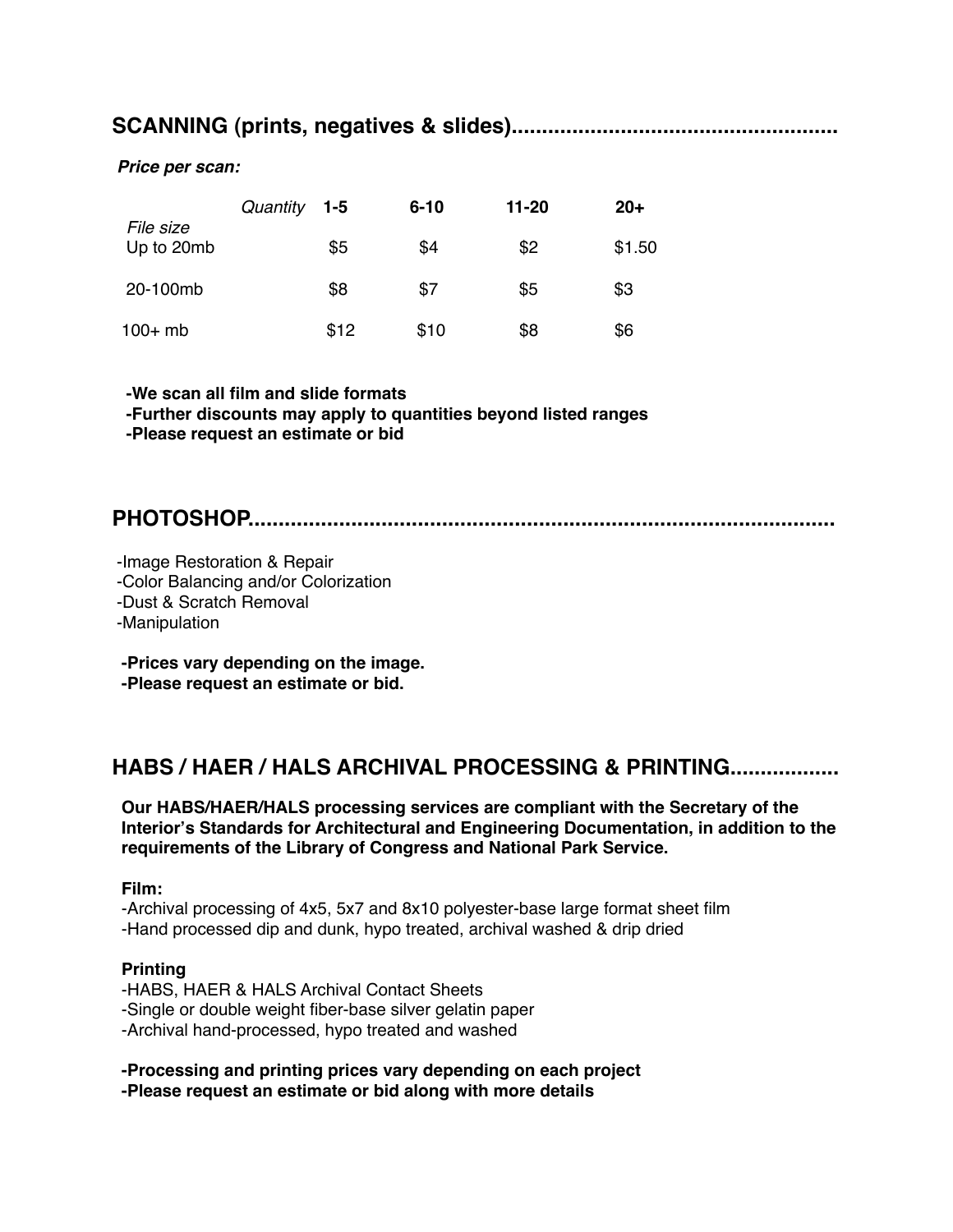## SCANNING (prints, negatives & slides)....................................................

***Price per scan:***

| *File size* / *Quantity* | **1-5** | **6-10** | **11-20** | **20+** |
|---|---|---|---|---|
| Up to 20mb | $5 | $4 | $2 | $1.50 |
| 20-100mb | $8 | $7 | $5 | $3 |
| 100+ mb | $12 | $10 | $8 | $6 |

**-We scan all film and slide formats**
**-Further discounts may apply to quantities beyond listed ranges**
**-Please request an estimate or bid**

## PHOTOSHOP..............................................................................................

-Image Restoration & Repair
-Color Balancing and/or Colorization
-Dust & Scratch Removal
-Manipulation

**-Prices vary depending on the image.**
**-Please request an estimate or bid.**

## HABS / HAER / HALS ARCHIVAL PROCESSING & PRINTING.................

**Our HABS/HAER/HALS processing services are compliant with the Secretary of the Interior's Standards for Architectural and Engineering Documentation, in addition to the requirements of the Library of Congress and National Park Service.**

**Film:**
-Archival processing of 4x5, 5x7 and 8x10 polyester-base large format sheet film
-Hand processed dip and dunk, hypo treated, archival washed & drip dried

**Printing**
-HABS, HAER & HALS Archival Contact Sheets
-Single or double weight fiber-base silver gelatin paper
-Archival hand-processed, hypo treated and washed

**-Processing and printing prices vary depending on each project**
**-Please request an estimate or bid along with more details**